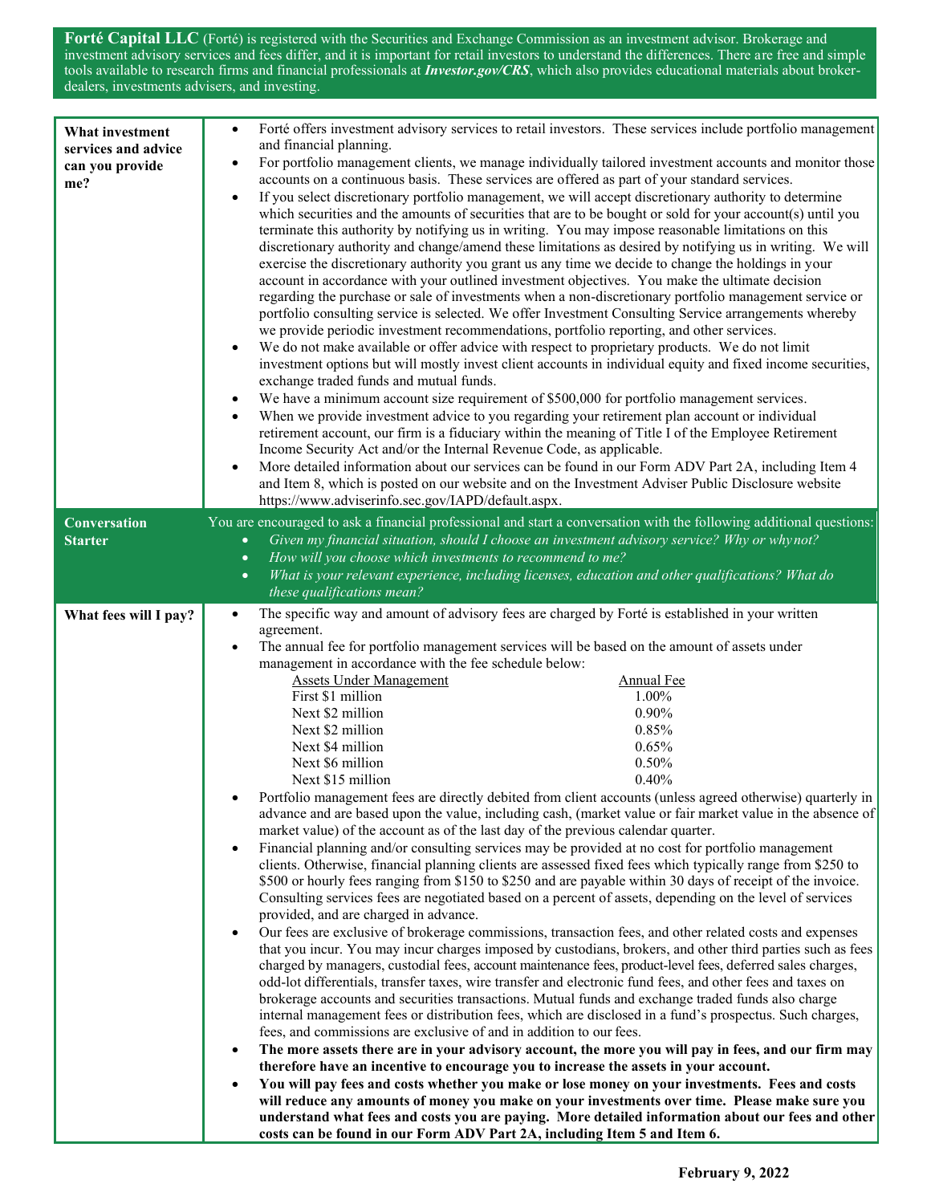**Forté Capital LLC** (Forté) is registered with the Securities and Exchange Commission as an investment advisor. Brokerage and investment advisory services and fees differ, and it is important for retail investors to understand the differences. There are free and simple tools available to research firms and financial professionals at ***Investor.gov/CRS***, which also provides educational materials about broker-dealers, investments advisers, and investing.

## What investment services and advice can you provide me?

- Forté offers investment advisory services to retail investors. These services include portfolio management and financial planning.
- For portfolio management clients, we manage individually tailored investment accounts and monitor those accounts on a continuous basis. These services are offered as part of your standard services.
- If you select discretionary portfolio management, we will accept discretionary authority to determine which securities and the amounts of securities that are to be bought or sold for your account(s) until you terminate this authority by notifying us in writing. You may impose reasonable limitations on this discretionary authority and change/amend these limitations as desired by notifying us in writing. We will exercise the discretionary authority you grant us any time we decide to change the holdings in your account in accordance with your outlined investment objectives. You make the ultimate decision regarding the purchase or sale of investments when a non-discretionary portfolio management service or portfolio consulting service is selected. We offer Investment Consulting Service arrangements whereby we provide periodic investment recommendations, portfolio reporting, and other services.
- We do not make available or offer advice with respect to proprietary products. We do not limit investment options but will mostly invest client accounts in individual equity and fixed income securities, exchange traded funds and mutual funds.
- We have a minimum account size requirement of $500,000 for portfolio management services.
- When we provide investment advice to you regarding your retirement plan account or individual retirement account, our firm is a fiduciary within the meaning of Title I of the Employee Retirement Income Security Act and/or the Internal Revenue Code, as applicable.
- More detailed information about our services can be found in our Form ADV Part 2A, including Item 4 and Item 8, which is posted on our website and on the Investment Adviser Public Disclosure website https://www.adviserinfo.sec.gov/IAPD/default.aspx.

## Conversation Starter

You are encouraged to ask a financial professional and start a conversation with the following additional questions:

- *Given my financial situation, should I choose an investment advisory service? Why or why not?*
- *How will you choose which investments to recommend to me?*
- *What is your relevant experience, including licenses, education and other qualifications? What do these qualifications mean?*

## What fees will I pay?

- The specific way and amount of advisory fees are charged by Forté is established in your written agreement.
- The annual fee for portfolio management services will be based on the amount of assets under management in accordance with the fee schedule below:

| Assets Under Management | Annual Fee |
|---|---|
| First $1 million | 1.00% |
| Next $2 million | 0.90% |
| Next $2 million | 0.85% |
| Next $4 million | 0.65% |
| Next $6 million | 0.50% |
| Next $15 million | 0.40% |

- Portfolio management fees are directly debited from client accounts (unless agreed otherwise) quarterly in advance and are based upon the value, including cash, (market value or fair market value in the absence of market value) of the account as of the last day of the previous calendar quarter.
- Financial planning and/or consulting services may be provided at no cost for portfolio management clients. Otherwise, financial planning clients are assessed fixed fees which typically range from $250 to $500 or hourly fees ranging from $150 to $250 and are payable within 30 days of receipt of the invoice. Consulting services fees are negotiated based on a percent of assets, depending on the level of services provided, and are charged in advance.
- Our fees are exclusive of brokerage commissions, transaction fees, and other related costs and expenses that you incur. You may incur charges imposed by custodians, brokers, and other third parties such as fees charged by managers, custodial fees, account maintenance fees, product-level fees, deferred sales charges, odd-lot differentials, transfer taxes, wire transfer and electronic fund fees, and other fees and taxes on brokerage accounts and securities transactions. Mutual funds and exchange traded funds also charge internal management fees or distribution fees, which are disclosed in a fund's prospectus. Such charges, fees, and commissions are exclusive of and in addition to our fees.
- **The more assets there are in your advisory account, the more you will pay in fees, and our firm may therefore have an incentive to encourage you to increase the assets in your account.**
- **You will pay fees and costs whether you make or lose money on your investments. Fees and costs will reduce any amounts of money you make on your investments over time. Please make sure you understand what fees and costs you are paying. More detailed information about our fees and other costs can be found in our Form ADV Part 2A, including Item 5 and Item 6.**

**February 9, 2022**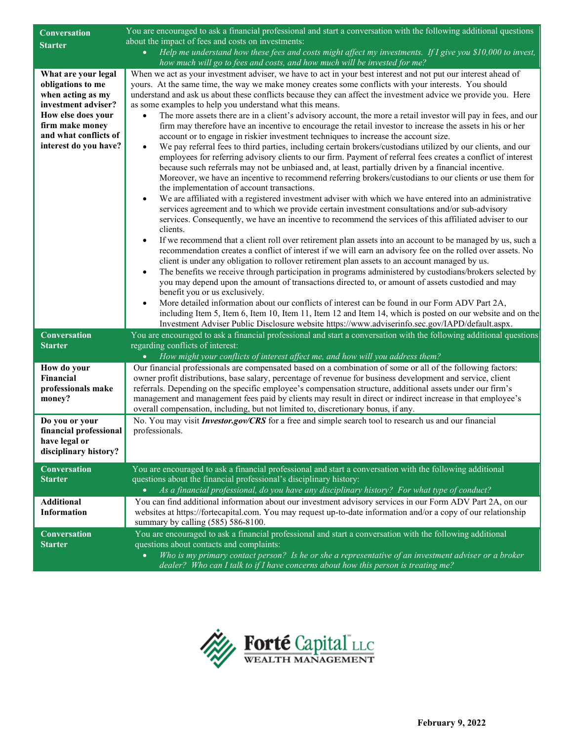| | |
|---|---|
| **Conversation Starter** | You are encouraged to ask a financial professional and start a conversation with the following additional questions about the impact of fees and costs on investments:<br>• *Help me understand how these fees and costs might affect my investments. If I give you $10,000 to invest, how much will go to fees and costs, and how much will be invested for me?* |
| **What are your legal obligations to me when acting as my investment adviser? How else does your firm make money and what conflicts of interest do you have?** | When we act as your investment adviser, we have to act in your best interest and not put our interest ahead of yours. At the same time, the way we make money creates some conflicts with your interests. You should understand and ask us about these conflicts because they can affect the investment advice we provide you. Here as some examples to help you understand what this means.<br>• The more assets there are in a client's advisory account, the more a retail investor will pay in fees, and our firm may therefore have an incentive to encourage the retail investor to increase the assets in his or her account or to engage in riskier investment techniques to increase the account size.<br>• We pay referral fees to third parties, including certain brokers/custodians utilized by our clients, and our employees for referring advisory clients to our firm. Payment of referral fees creates a conflict of interest because such referrals may not be unbiased and, at least, partially driven by a financial incentive. Moreover, we have an incentive to recommend referring brokers/custodians to our clients or use them for the implementation of account transactions.<br>• We are affiliated with a registered investment adviser with which we have entered into an administrative services agreement and to which we provide certain investment consultations and/or sub-advisory services. Consequently, we have an incentive to recommend the services of this affiliated adviser to our clients.<br>• If we recommend that a client roll over retirement plan assets into an account to be managed by us, such a recommendation creates a conflict of interest if we will earn an advisory fee on the rolled over assets. No client is under any obligation to rollover retirement plan assets to an account managed by us.<br>• The benefits we receive through participation in programs administered by custodians/brokers selected by you may depend upon the amount of transactions directed to, or amount of assets custodied and may benefit you or us exclusively.<br>• More detailed information about our conflicts of interest can be found in our Form ADV Part 2A, including Item 5, Item 6, Item 10, Item 11, Item 12 and Item 14, which is posted on our website and on the Investment Adviser Public Disclosure website https://www.adviserinfo.sec.gov/IAPD/default.aspx. |
| **Conversation Starter** | You are encouraged to ask a financial professional and start a conversation with the following additional questions regarding conflicts of interest:<br>• *How might your conflicts of interest affect me, and how will you address them?* |
| **How do your Financial professionals make money?** | Our financial professionals are compensated based on a combination of some or all of the following factors: owner profit distributions, base salary, percentage of revenue for business development and service, client referrals. Depending on the specific employee's compensation structure, additional assets under our firm's management and management fees paid by clients may result in direct or indirect increase in that employee's overall compensation, including, but not limited to, discretionary bonus, if any. |
| **Do you or your financial professional have legal or disciplinary history?** | No. You may visit ***Investor.gov/CRS*** for a free and simple search tool to research us and our financial professionals. |
| **Conversation Starter** | You are encouraged to ask a financial professional and start a conversation with the following additional questions about the financial professional's disciplinary history:<br>• *As a financial professional, do you have any disciplinary history? For what type of conduct?* |
| **Additional Information** | You can find additional information about our investment advisory services in our Form ADV Part 2A, on our websites at https://fortecapital.com. You may request up-to-date information and/or a copy of our relationship summary by calling (585) 586-8100. |
| **Conversation Starter** | You are encouraged to ask a financial professional and start a conversation with the following additional questions about contacts and complaints:<br>• *Who is my primary contact person? Is he or she a representative of an investment adviser or a broker dealer? Who can I talk to if I have concerns about how this person is treating me?* |

Forté Capital LLC
WEALTH MANAGEMENT

**February 9, 2022**